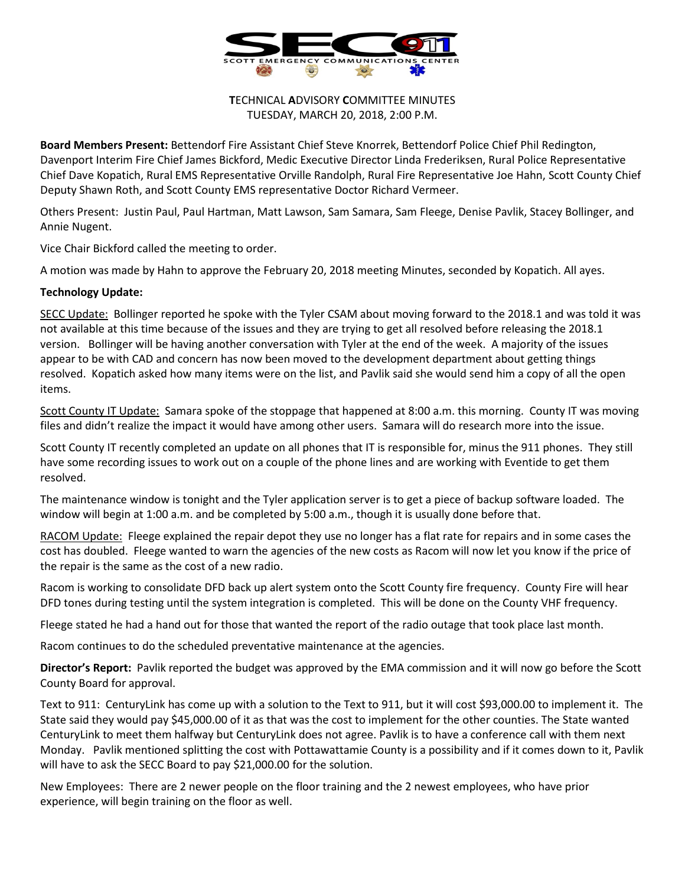**T**ECHNICAL **A**DVISORY **C**OMMITTEE MINUTES
TUESDAY, MARCH 20, 2018, 2:00 P.M.

**Board Members Present:** Bettendorf Fire Assistant Chief Steve Knorrek, Bettendorf Police Chief Phil Redington, Davenport Interim Fire Chief James Bickford, Medic Executive Director Linda Frederiksen, Rural Police Representative Chief Dave Kopatich, Rural EMS Representative Orville Randolph, Rural Fire Representative Joe Hahn, Scott County Chief Deputy Shawn Roth, and Scott County EMS representative Doctor Richard Vermeer.

Others Present: Justin Paul, Paul Hartman, Matt Lawson, Sam Samara, Sam Fleege, Denise Pavlik, Stacey Bollinger, and Annie Nugent.

Vice Chair Bickford called the meeting to order.

A motion was made by Hahn to approve the February 20, 2018 meeting Minutes, seconded by Kopatich. All ayes.

**Technology Update:**

SECC Update: Bollinger reported he spoke with the Tyler CSAM about moving forward to the 2018.1 and was told it was not available at this time because of the issues and they are trying to get all resolved before releasing the 2018.1 version. Bollinger will be having another conversation with Tyler at the end of the week. A majority of the issues appear to be with CAD and concern has now been moved to the development department about getting things resolved. Kopatich asked how many items were on the list, and Pavlik said she would send him a copy of all the open items.

Scott County IT Update: Samara spoke of the stoppage that happened at 8:00 a.m. this morning. County IT was moving files and didn't realize the impact it would have among other users. Samara will do research more into the issue.

Scott County IT recently completed an update on all phones that IT is responsible for, minus the 911 phones. They still have some recording issues to work out on a couple of the phone lines and are working with Eventide to get them resolved.

The maintenance window is tonight and the Tyler application server is to get a piece of backup software loaded. The window will begin at 1:00 a.m. and be completed by 5:00 a.m., though it is usually done before that.

RACOM Update: Fleege explained the repair depot they use no longer has a flat rate for repairs and in some cases the cost has doubled. Fleege wanted to warn the agencies of the new costs as Racom will now let you know if the price of the repair is the same as the cost of a new radio.

Racom is working to consolidate DFD back up alert system onto the Scott County fire frequency. County Fire will hear DFD tones during testing until the system integration is completed. This will be done on the County VHF frequency.

Fleege stated he had a hand out for those that wanted the report of the radio outage that took place last month.

Racom continues to do the scheduled preventative maintenance at the agencies.

**Director's Report:** Pavlik reported the budget was approved by the EMA commission and it will now go before the Scott County Board for approval.

Text to 911: CenturyLink has come up with a solution to the Text to 911, but it will cost $93,000.00 to implement it. The State said they would pay $45,000.00 of it as that was the cost to implement for the other counties. The State wanted CenturyLink to meet them halfway but CenturyLink does not agree. Pavlik is to have a conference call with them next Monday. Pavlik mentioned splitting the cost with Pottawattamie County is a possibility and if it comes down to it, Pavlik will have to ask the SECC Board to pay $21,000.00 for the solution.

New Employees: There are 2 newer people on the floor training and the 2 newest employees, who have prior experience, will begin training on the floor as well.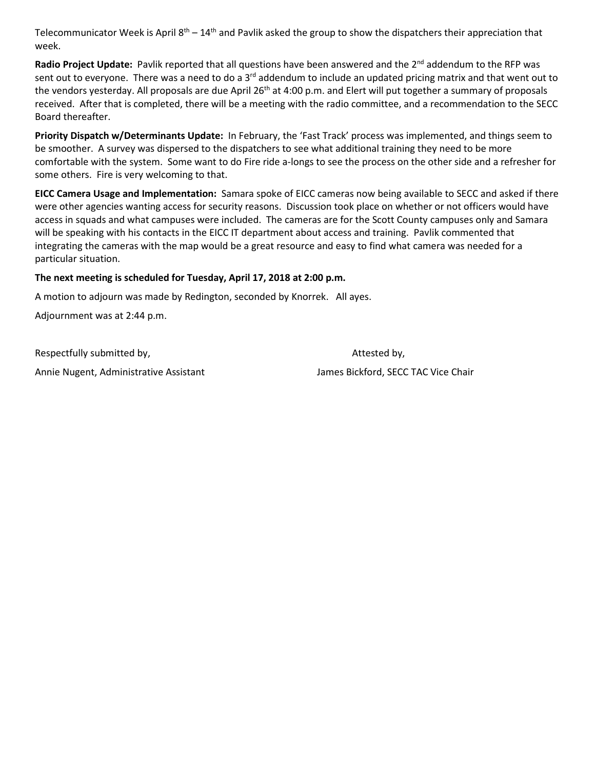Telecommunicator Week is April 8th – 14th and Pavlik asked the group to show the dispatchers their appreciation that week.

**Radio Project Update:** Pavlik reported that all questions have been answered and the 2nd addendum to the RFP was sent out to everyone. There was a need to do a 3rd addendum to include an updated pricing matrix and that went out to the vendors yesterday. All proposals are due April 26th at 4:00 p.m. and Elert will put together a summary of proposals received. After that is completed, there will be a meeting with the radio committee, and a recommendation to the SECC Board thereafter.

**Priority Dispatch w/Determinants Update:** In February, the 'Fast Track' process was implemented, and things seem to be smoother. A survey was dispersed to the dispatchers to see what additional training they need to be more comfortable with the system. Some want to do Fire ride a-longs to see the process on the other side and a refresher for some others. Fire is very welcoming to that.

**EICC Camera Usage and Implementation:** Samara spoke of EICC cameras now being available to SECC and asked if there were other agencies wanting access for security reasons. Discussion took place on whether or not officers would have access in squads and what campuses were included. The cameras are for the Scott County campuses only and Samara will be speaking with his contacts in the EICC IT department about access and training. Pavlik commented that integrating the cameras with the map would be a great resource and easy to find what camera was needed for a particular situation.

**The next meeting is scheduled for Tuesday, April 17, 2018 at 2:00 p.m.**

A motion to adjourn was made by Redington, seconded by Knorrek. All ayes.

Adjournment was at 2:44 p.m.

Respectfully submitted by,

Annie Nugent, Administrative Assistant

Attested by,

James Bickford, SECC TAC Vice Chair